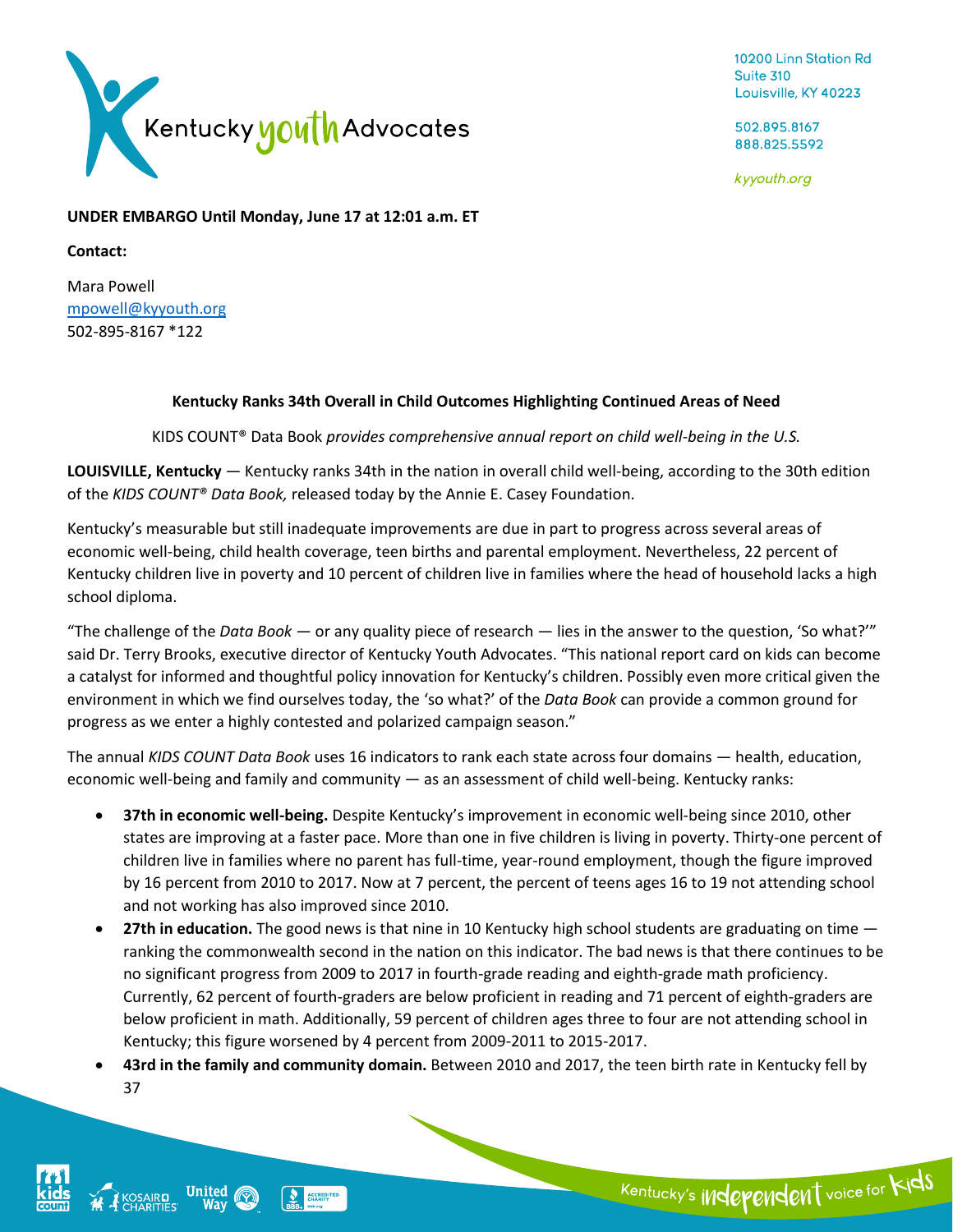10200 Linn Station Rd
Suite 310
Louisville, KY 40223

502.895.8167
888.825.5592

kyyouth.org

**UNDER EMBARGO Until Monday, June 17 at 12:01 a.m. ET**

**Contact:**

Mara Powell
mpowell@kyyouth.org
502-895-8167 *122

**Kentucky Ranks 34th Overall in Child Outcomes Highlighting Continued Areas of Need**

KIDS COUNT® Data Book *provides comprehensive annual report on child well-being in the U.S.*

**LOUISVILLE, Kentucky** — Kentucky ranks 34th in the nation in overall child well-being, according to the 30th edition of the *KIDS COUNT® Data Book,* released today by the Annie E. Casey Foundation.

Kentucky's measurable but still inadequate improvements are due in part to progress across several areas of economic well-being, child health coverage, teen births and parental employment. Nevertheless, 22 percent of Kentucky children live in poverty and 10 percent of children live in families where the head of household lacks a high school diploma.

"The challenge of the *Data Book* — or any quality piece of research — lies in the answer to the question, 'So what?'" said Dr. Terry Brooks, executive director of Kentucky Youth Advocates. "This national report card on kids can become a catalyst for informed and thoughtful policy innovation for Kentucky's children. Possibly even more critical given the environment in which we find ourselves today, the 'so what?' of the *Data Book* can provide a common ground for progress as we enter a highly contested and polarized campaign season."

The annual *KIDS COUNT Data Book* uses 16 indicators to rank each state across four domains — health, education, economic well-being and family and community — as an assessment of child well-being. Kentucky ranks:

- **37th in economic well-being.** Despite Kentucky's improvement in economic well-being since 2010, other states are improving at a faster pace. More than one in five children is living in poverty. Thirty-one percent of children live in families where no parent has full-time, year-round employment, though the figure improved by 16 percent from 2010 to 2017. Now at 7 percent, the percent of teens ages 16 to 19 not attending school and not working has also improved since 2010.
- **27th in education.** The good news is that nine in 10 Kentucky high school students are graduating on time — ranking the commonwealth second in the nation on this indicator. The bad news is that there continues to be no significant progress from 2009 to 2017 in fourth-grade reading and eighth-grade math proficiency. Currently, 62 percent of fourth-graders are below proficient in reading and 71 percent of eighth-graders are below proficient in math. Additionally, 59 percent of children ages three to four are not attending school in Kentucky; this figure worsened by 4 percent from 2009-2011 to 2015-2017.
- **43rd in the family and community domain.** Between 2010 and 2017, the teen birth rate in Kentucky fell by 37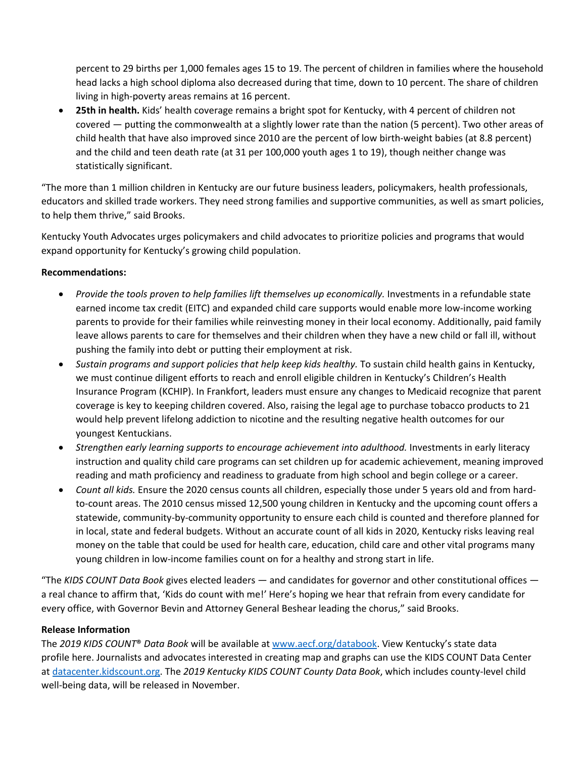percent to 29 births per 1,000 females ages 15 to 19. The percent of children in families where the household head lacks a high school diploma also decreased during that time, down to 10 percent. The share of children living in high-poverty areas remains at 16 percent.

- **25th in health.** Kids' health coverage remains a bright spot for Kentucky, with 4 percent of children not covered — putting the commonwealth at a slightly lower rate than the nation (5 percent). Two other areas of child health that have also improved since 2010 are the percent of low birth-weight babies (at 8.8 percent) and the child and teen death rate (at 31 per 100,000 youth ages 1 to 19), though neither change was statistically significant.

"The more than 1 million children in Kentucky are our future business leaders, policymakers, health professionals, educators and skilled trade workers. They need strong families and supportive communities, as well as smart policies, to help them thrive," said Brooks.

Kentucky Youth Advocates urges policymakers and child advocates to prioritize policies and programs that would expand opportunity for Kentucky's growing child population.

**Recommendations:**

- *Provide the tools proven to help families lift themselves up economically.* Investments in a refundable state earned income tax credit (EITC) and expanded child care supports would enable more low-income working parents to provide for their families while reinvesting money in their local economy. Additionally, paid family leave allows parents to care for themselves and their children when they have a new child or fall ill, without pushing the family into debt or putting their employment at risk.
- *Sustain programs and support policies that help keep kids healthy.* To sustain child health gains in Kentucky, we must continue diligent efforts to reach and enroll eligible children in Kentucky's Children's Health Insurance Program (KCHIP). In Frankfort, leaders must ensure any changes to Medicaid recognize that parent coverage is key to keeping children covered. Also, raising the legal age to purchase tobacco products to 21 would help prevent lifelong addiction to nicotine and the resulting negative health outcomes for our youngest Kentuckians.
- *Strengthen early learning supports to encourage achievement into adulthood.* Investments in early literacy instruction and quality child care programs can set children up for academic achievement, meaning improved reading and math proficiency and readiness to graduate from high school and begin college or a career.
- *Count all kids.* Ensure the 2020 census counts all children, especially those under 5 years old and from hard-to-count areas. The 2010 census missed 12,500 young children in Kentucky and the upcoming count offers a statewide, community-by-community opportunity to ensure each child is counted and therefore planned for in local, state and federal budgets. Without an accurate count of all kids in 2020, Kentucky risks leaving real money on the table that could be used for health care, education, child care and other vital programs many young children in low-income families count on for a healthy and strong start in life.

"The *KIDS COUNT Data Book* gives elected leaders — and candidates for governor and other constitutional offices — a real chance to affirm that, 'Kids do count with me!' Here's hoping we hear that refrain from every candidate for every office, with Governor Bevin and Attorney General Beshear leading the chorus," said Brooks.

**Release Information**

The *2019 KIDS COUNT® Data Book* will be available at www.aecf.org/databook. View Kentucky's state data profile here. Journalists and advocates interested in creating map and graphs can use the KIDS COUNT Data Center at datacenter.kidscount.org. The *2019 Kentucky KIDS COUNT County Data Book*, which includes county-level child well-being data, will be released in November.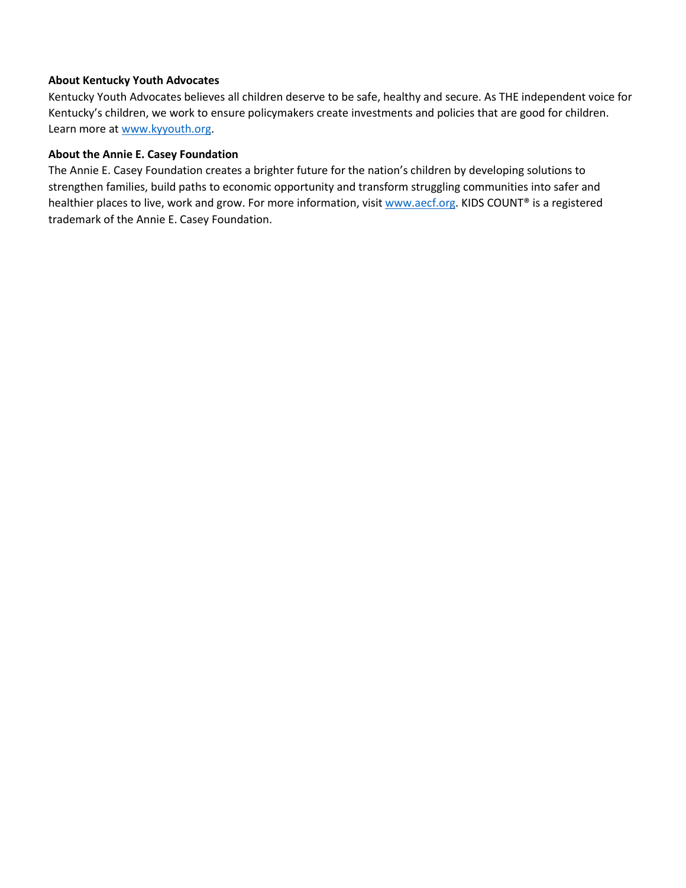**About Kentucky Youth Advocates**
Kentucky Youth Advocates believes all children deserve to be safe, healthy and secure. As THE independent voice for Kentucky's children, we work to ensure policymakers create investments and policies that are good for children. Learn more at [www.kyyouth.org](http://www.kyyouth.org).

**About the Annie E. Casey Foundation**
The Annie E. Casey Foundation creates a brighter future for the nation's children by developing solutions to strengthen families, build paths to economic opportunity and transform struggling communities into safer and healthier places to live, work and grow. For more information, visit [www.aecf.org](http://www.aecf.org). KIDS COUNT® is a registered trademark of the Annie E. Casey Foundation.